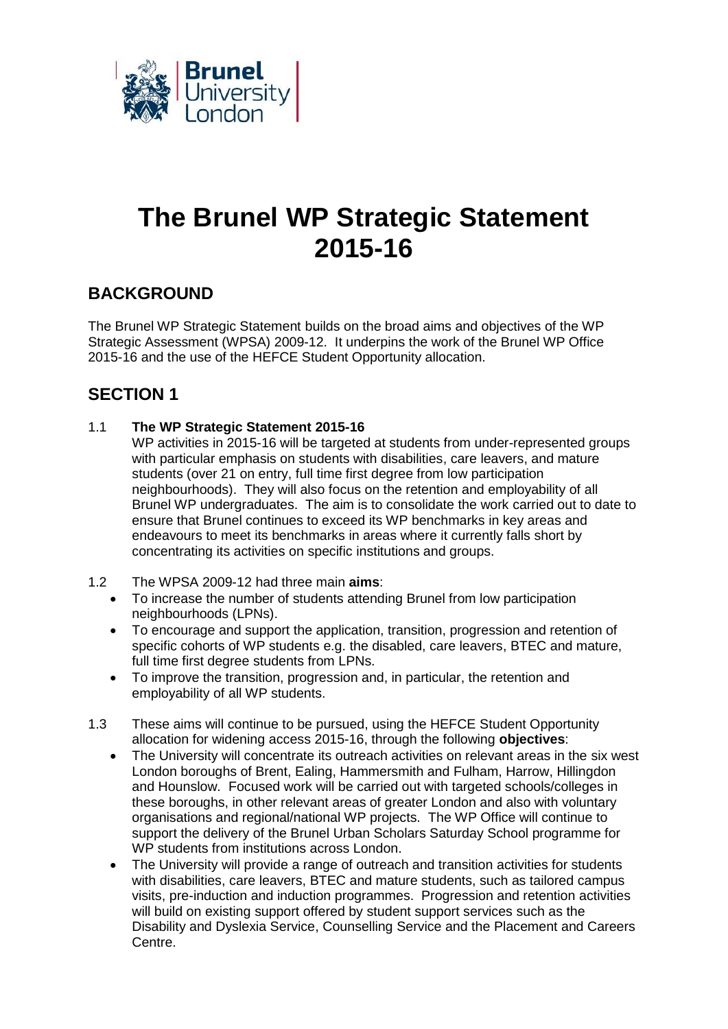# The Brunel WP Strategic Statement 2015-16

## BACKGROUND

The Brunel WP Strategic Statement builds on the broad aims and objectives of the WP Strategic Assessment (WPSA) 2009-12. It underpins the work of the Brunel WP Office 2015-16 and the use of the HEFCE Student Opportunity allocation.

## SECTION 1

1.1 **The WP Strategic Statement 2015-16**
WP activities in 2015-16 will be targeted at students from under-represented groups with particular emphasis on students with disabilities, care leavers, and mature students (over 21 on entry, full time first degree from low participation neighbourhoods). They will also focus on the retention and employability of all Brunel WP undergraduates. The aim is to consolidate the work carried out to date to ensure that Brunel continues to exceed its WP benchmarks in key areas and endeavours to meet its benchmarks in areas where it currently falls short by concentrating its activities on specific institutions and groups.

1.2 The WPSA 2009-12 had three main **aims**:

- To increase the number of students attending Brunel from low participation neighbourhoods (LPNs).
- To encourage and support the application, transition, progression and retention of specific cohorts of WP students e.g. the disabled, care leavers, BTEC and mature, full time first degree students from LPNs.
- To improve the transition, progression and, in particular, the retention and employability of all WP students.

1.3 These aims will continue to be pursued, using the HEFCE Student Opportunity allocation for widening access 2015-16, through the following **objectives**:

- The University will concentrate its outreach activities on relevant areas in the six west London boroughs of Brent, Ealing, Hammersmith and Fulham, Harrow, Hillingdon and Hounslow. Focused work will be carried out with targeted schools/colleges in these boroughs, in other relevant areas of greater London and also with voluntary organisations and regional/national WP projects. The WP Office will continue to support the delivery of the Brunel Urban Scholars Saturday School programme for WP students from institutions across London.
- The University will provide a range of outreach and transition activities for students with disabilities, care leavers, BTEC and mature students, such as tailored campus visits, pre-induction and induction programmes. Progression and retention activities will build on existing support offered by student support services such as the Disability and Dyslexia Service, Counselling Service and the Placement and Careers Centre.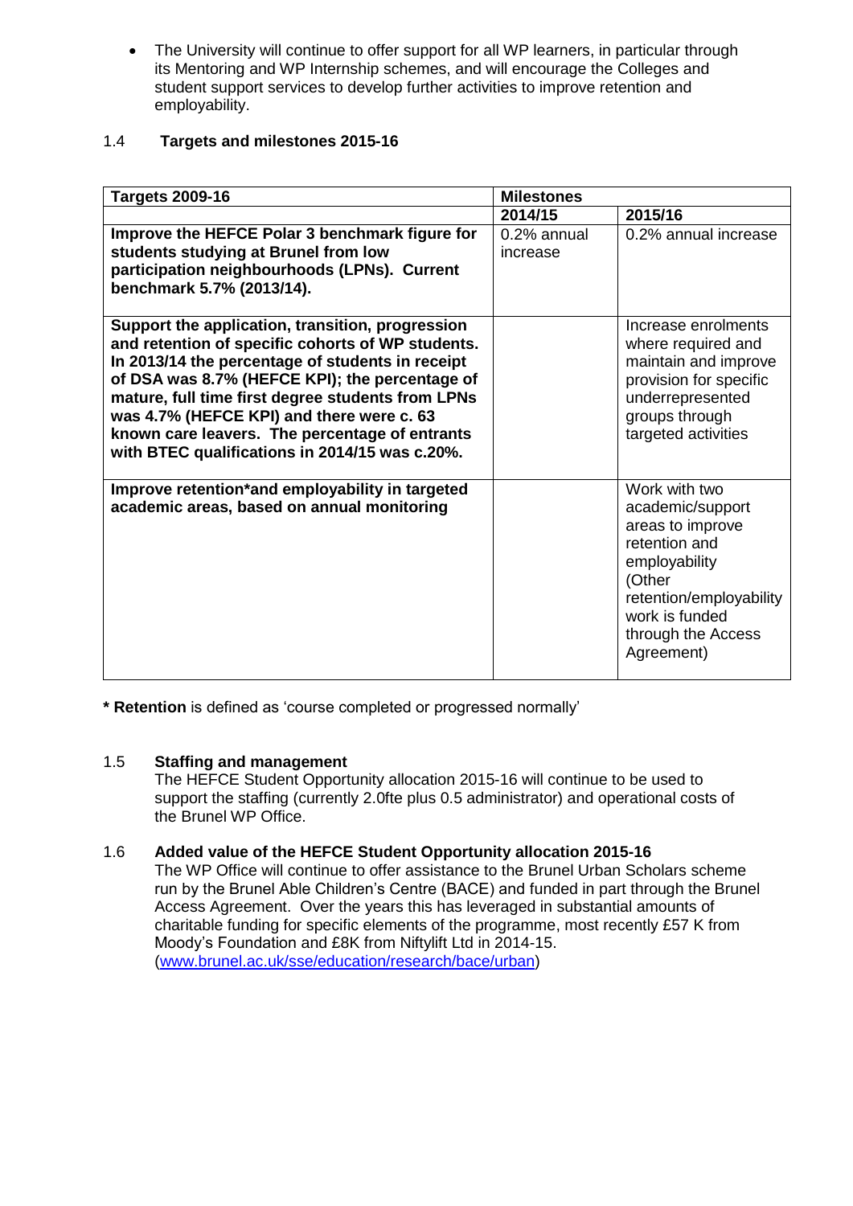- The University will continue to offer support for all WP learners, in particular through its Mentoring and WP Internship schemes, and will encourage the Colleges and student support services to develop further activities to improve retention and employability.

### 1.4 Targets and milestones 2015-16

| **Targets 2009-16** | **Milestones** | |
|---|---|---|
| | **2014/15** | **2015/16** |
| **Improve the HEFCE Polar 3 benchmark figure for students studying at Brunel from low participation neighbourhoods (LPNs). Current benchmark 5.7% (2013/14).** | 0.2% annual increase | 0.2% annual increase |
| **Support the application, transition, progression and retention of specific cohorts of WP students. In 2013/14 the percentage of students in receipt of DSA was 8.7% (HEFCE KPI); the percentage of mature, full time first degree students from LPNs was 4.7% (HEFCE KPI) and there were c. 63 known care leavers. The percentage of entrants with BTEC qualifications in 2014/15 was c.20%.** | | Increase enrolments where required and maintain and improve provision for specific underrepresented groups through targeted activities |
| **Improve retention*and employability in targeted academic areas, based on annual monitoring** | | Work with two academic/support areas to improve retention and employability (Other retention/employability work is funded through the Access Agreement) |

**\* Retention** is defined as 'course completed or progressed normally'

### 1.5 Staffing and management

The HEFCE Student Opportunity allocation 2015-16 will continue to be used to support the staffing (currently 2.0fte plus 0.5 administrator) and operational costs of the Brunel WP Office.

### 1.6 Added value of the HEFCE Student Opportunity allocation 2015-16

The WP Office will continue to offer assistance to the Brunel Urban Scholars scheme run by the Brunel Able Children's Centre (BACE) and funded in part through the Brunel Access Agreement. Over the years this has leveraged in substantial amounts of charitable funding for specific elements of the programme, most recently £57 K from Moody's Foundation and £8K from Niftylift Ltd in 2014-15. ([www.brunel.ac.uk/sse/education/research/bace/urban](www.brunel.ac.uk/sse/education/research/bace/urban))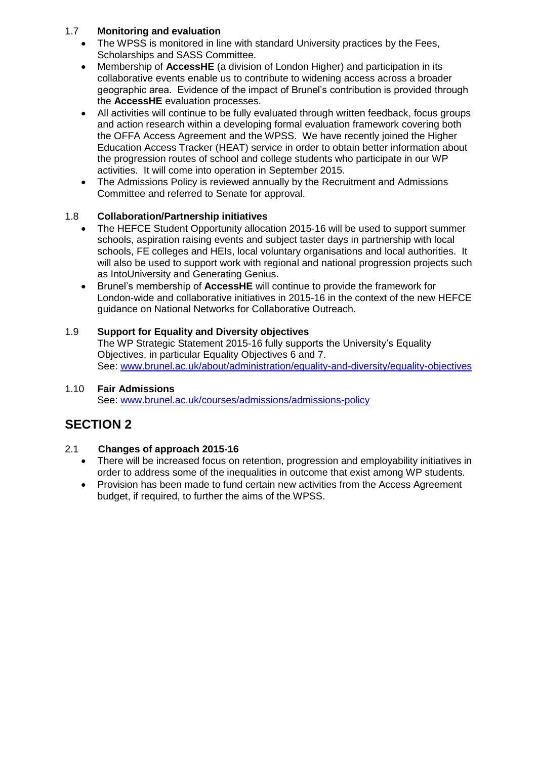### 1.7 Monitoring and evaluation

- The WPSS is monitored in line with standard University practices by the Fees, Scholarships and SASS Committee.
- Membership of **AccessHE** (a division of London Higher) and participation in its collaborative events enable us to contribute to widening access across a broader geographic area. Evidence of the impact of Brunel's contribution is provided through the **AccessHE** evaluation processes.
- All activities will continue to be fully evaluated through written feedback, focus groups and action research within a developing formal evaluation framework covering both the OFFA Access Agreement and the WPSS. We have recently joined the Higher Education Access Tracker (HEAT) service in order to obtain better information about the progression routes of school and college students who participate in our WP activities. It will come into operation in September 2015.
- The Admissions Policy is reviewed annually by the Recruitment and Admissions Committee and referred to Senate for approval.

### 1.8 Collaboration/Partnership initiatives

- The HEFCE Student Opportunity allocation 2015-16 will be used to support summer schools, aspiration raising events and subject taster days in partnership with local schools, FE colleges and HEIs, local voluntary organisations and local authorities. It will also be used to support work with regional and national progression projects such as IntoUniversity and Generating Genius.
- Brunel's membership of **AccessHE** will continue to provide the framework for London-wide and collaborative initiatives in 2015-16 in the context of the new HEFCE guidance on National Networks for Collaborative Outreach.

### 1.9 Support for Equality and Diversity objectives

The WP Strategic Statement 2015-16 fully supports the University's Equality Objectives, in particular Equality Objectives 6 and 7.
See: www.brunel.ac.uk/about/administration/equality-and-diversity/equality-objectives

### 1.10 Fair Admissions

See: www.brunel.ac.uk/courses/admissions/admissions-policy

## SECTION 2

### 2.1 Changes of approach 2015-16

- There will be increased focus on retention, progression and employability initiatives in order to address some of the inequalities in outcome that exist among WP students.
- Provision has been made to fund certain new activities from the Access Agreement budget, if required, to further the aims of the WPSS.